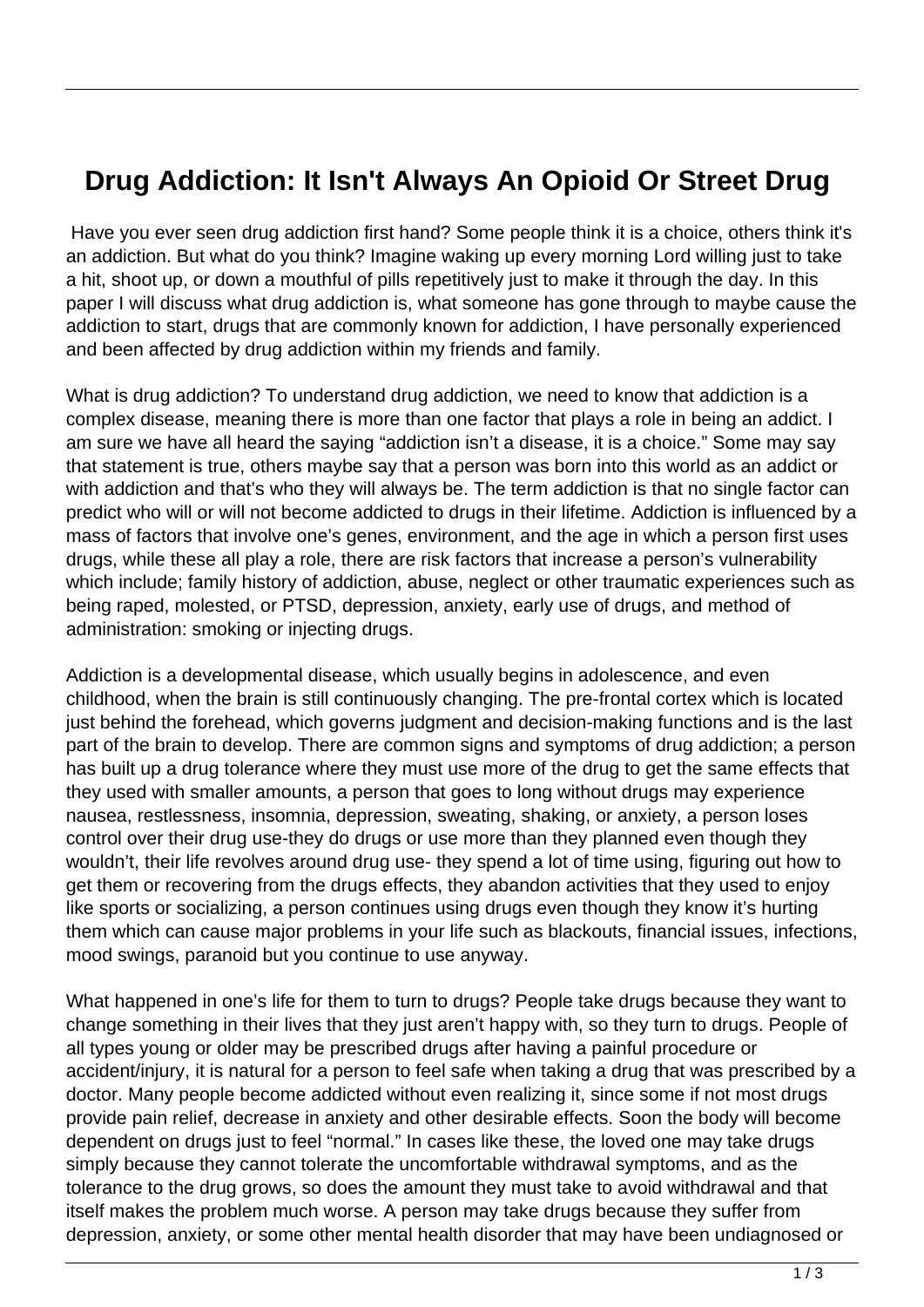# Drug Addiction: It Isn't Always An Opioid Or Street Drug

Have you ever seen drug addiction first hand? Some people think it is a choice, others think it's an addiction. But what do you think? Imagine waking up every morning Lord willing just to take a hit, shoot up, or down a mouthful of pills repetitively just to make it through the day. In this paper I will discuss what drug addiction is, what someone has gone through to maybe cause the addiction to start, drugs that are commonly known for addiction, I have personally experienced and been affected by drug addiction within my friends and family.

What is drug addiction? To understand drug addiction, we need to know that addiction is a complex disease, meaning there is more than one factor that plays a role in being an addict. I am sure we have all heard the saying "addiction isn't a disease, it is a choice." Some may say that statement is true, others maybe say that a person was born into this world as an addict or with addiction and that's who they will always be. The term addiction is that no single factor can predict who will or will not become addicted to drugs in their lifetime. Addiction is influenced by a mass of factors that involve one's genes, environment, and the age in which a person first uses drugs, while these all play a role, there are risk factors that increase a person's vulnerability which include; family history of addiction, abuse, neglect or other traumatic experiences such as being raped, molested, or PTSD, depression, anxiety, early use of drugs, and method of administration: smoking or injecting drugs.

Addiction is a developmental disease, which usually begins in adolescence, and even childhood, when the brain is still continuously changing. The pre-frontal cortex which is located just behind the forehead, which governs judgment and decision-making functions and is the last part of the brain to develop. There are common signs and symptoms of drug addiction; a person has built up a drug tolerance where they must use more of the drug to get the same effects that they used with smaller amounts, a person that goes to long without drugs may experience nausea, restlessness, insomnia, depression, sweating, shaking, or anxiety, a person loses control over their drug use-they do drugs or use more than they planned even though they wouldn't, their life revolves around drug use- they spend a lot of time using, figuring out how to get them or recovering from the drugs effects, they abandon activities that they used to enjoy like sports or socializing, a person continues using drugs even though they know it's hurting them which can cause major problems in your life such as blackouts, financial issues, infections, mood swings, paranoid but you continue to use anyway.

What happened in one's life for them to turn to drugs? People take drugs because they want to change something in their lives that they just aren't happy with, so they turn to drugs. People of all types young or older may be prescribed drugs after having a painful procedure or accident/injury, it is natural for a person to feel safe when taking a drug that was prescribed by a doctor. Many people become addicted without even realizing it, since some if not most drugs provide pain relief, decrease in anxiety and other desirable effects. Soon the body will become dependent on drugs just to feel "normal." In cases like these, the loved one may take drugs simply because they cannot tolerate the uncomfortable withdrawal symptoms, and as the tolerance to the drug grows, so does the amount they must take to avoid withdrawal and that itself makes the problem much worse. A person may take drugs because they suffer from depression, anxiety, or some other mental health disorder that may have been undiagnosed or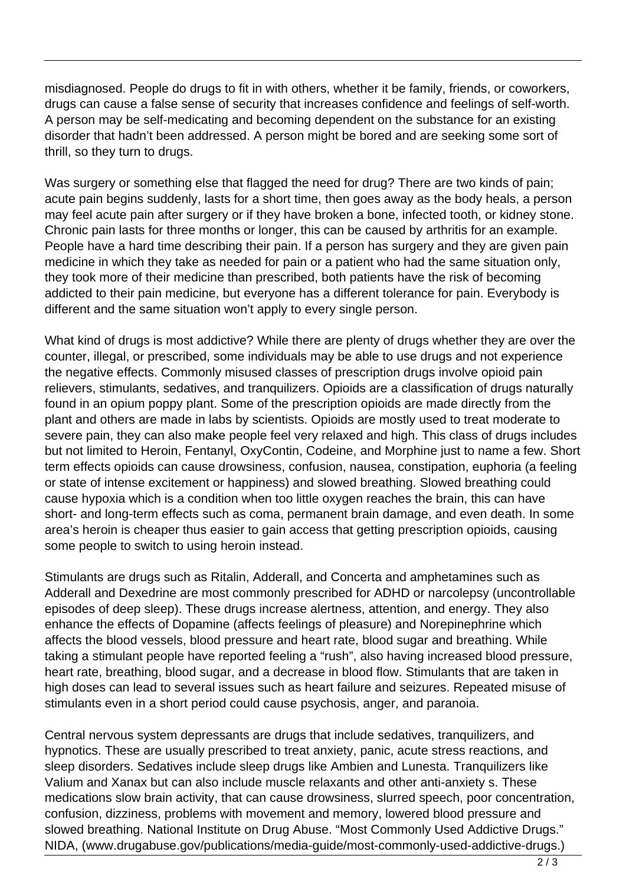misdiagnosed. People do drugs to fit in with others, whether it be family, friends, or coworkers, drugs can cause a false sense of security that increases confidence and feelings of self-worth. A person may be self-medicating and becoming dependent on the substance for an existing disorder that hadn't been addressed. A person might be bored and are seeking some sort of thrill, so they turn to drugs.

Was surgery or something else that flagged the need for drug? There are two kinds of pain; acute pain begins suddenly, lasts for a short time, then goes away as the body heals, a person may feel acute pain after surgery or if they have broken a bone, infected tooth, or kidney stone. Chronic pain lasts for three months or longer, this can be caused by arthritis for an example. People have a hard time describing their pain. If a person has surgery and they are given pain medicine in which they take as needed for pain or a patient who had the same situation only, they took more of their medicine than prescribed, both patients have the risk of becoming addicted to their pain medicine, but everyone has a different tolerance for pain. Everybody is different and the same situation won't apply to every single person.

What kind of drugs is most addictive? While there are plenty of drugs whether they are over the counter, illegal, or prescribed, some individuals may be able to use drugs and not experience the negative effects. Commonly misused classes of prescription drugs involve opioid pain relievers, stimulants, sedatives, and tranquilizers. Opioids are a classification of drugs naturally found in an opium poppy plant. Some of the prescription opioids are made directly from the plant and others are made in labs by scientists. Opioids are mostly used to treat moderate to severe pain, they can also make people feel very relaxed and high. This class of drugs includes but not limited to Heroin, Fentanyl, OxyContin, Codeine, and Morphine just to name a few. Short term effects opioids can cause drowsiness, confusion, nausea, constipation, euphoria (a feeling or state of intense excitement or happiness) and slowed breathing. Slowed breathing could cause hypoxia which is a condition when too little oxygen reaches the brain, this can have short- and long-term effects such as coma, permanent brain damage, and even death. In some area's heroin is cheaper thus easier to gain access that getting prescription opioids, causing some people to switch to using heroin instead.

Stimulants are drugs such as Ritalin, Adderall, and Concerta and amphetamines such as Adderall and Dexedrine are most commonly prescribed for ADHD or narcolepsy (uncontrollable episodes of deep sleep). These drugs increase alertness, attention, and energy. They also enhance the effects of Dopamine (affects feelings of pleasure) and Norepinephrine which affects the blood vessels, blood pressure and heart rate, blood sugar and breathing. While taking a stimulant people have reported feeling a "rush", also having increased blood pressure, heart rate, breathing, blood sugar, and a decrease in blood flow. Stimulants that are taken in high doses can lead to several issues such as heart failure and seizures. Repeated misuse of stimulants even in a short period could cause psychosis, anger, and paranoia.

Central nervous system depressants are drugs that include sedatives, tranquilizers, and hypnotics. These are usually prescribed to treat anxiety, panic, acute stress reactions, and sleep disorders. Sedatives include sleep drugs like Ambien and Lunesta. Tranquilizers like Valium and Xanax but can also include muscle relaxants and other anti-anxiety s. These medications slow brain activity, that can cause drowsiness, slurred speech, poor concentration, confusion, dizziness, problems with movement and memory, lowered blood pressure and slowed breathing. National Institute on Drug Abuse. "Most Commonly Used Addictive Drugs." NIDA, (www.drugabuse.gov/publications/media-guide/most-commonly-used-addictive-drugs.)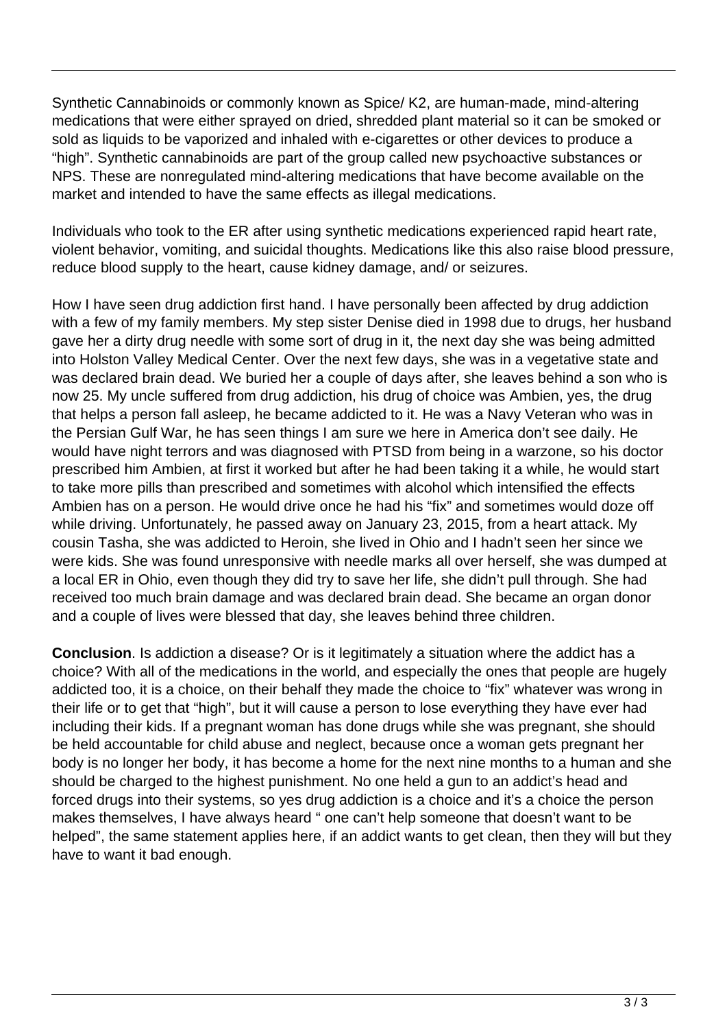Synthetic Cannabinoids or commonly known as Spice/ K2, are human-made, mind-altering medications that were either sprayed on dried, shredded plant material so it can be smoked or sold as liquids to be vaporized and inhaled with e-cigarettes or other devices to produce a "high". Synthetic cannabinoids are part of the group called new psychoactive substances or NPS. These are nonregulated mind-altering medications that have become available on the market and intended to have the same effects as illegal medications.

Individuals who took to the ER after using synthetic medications experienced rapid heart rate, violent behavior, vomiting, and suicidal thoughts. Medications like this also raise blood pressure, reduce blood supply to the heart, cause kidney damage, and/ or seizures.

How I have seen drug addiction first hand. I have personally been affected by drug addiction with a few of my family members. My step sister Denise died in 1998 due to drugs, her husband gave her a dirty drug needle with some sort of drug in it, the next day she was being admitted into Holston Valley Medical Center. Over the next few days, she was in a vegetative state and was declared brain dead. We buried her a couple of days after, she leaves behind a son who is now 25. My uncle suffered from drug addiction, his drug of choice was Ambien, yes, the drug that helps a person fall asleep, he became addicted to it. He was a Navy Veteran who was in the Persian Gulf War, he has seen things I am sure we here in America don't see daily. He would have night terrors and was diagnosed with PTSD from being in a warzone, so his doctor prescribed him Ambien, at first it worked but after he had been taking it a while, he would start to take more pills than prescribed and sometimes with alcohol which intensified the effects Ambien has on a person. He would drive once he had his "fix" and sometimes would doze off while driving. Unfortunately, he passed away on January 23, 2015, from a heart attack. My cousin Tasha, she was addicted to Heroin, she lived in Ohio and I hadn't seen her since we were kids. She was found unresponsive with needle marks all over herself, she was dumped at a local ER in Ohio, even though they did try to save her life, she didn't pull through. She had received too much brain damage and was declared brain dead. She became an organ donor and a couple of lives were blessed that day, she leaves behind three children.

**Conclusion**. Is addiction a disease? Or is it legitimately a situation where the addict has a choice? With all of the medications in the world, and especially the ones that people are hugely addicted too, it is a choice, on their behalf they made the choice to "fix" whatever was wrong in their life or to get that "high", but it will cause a person to lose everything they have ever had including their kids. If a pregnant woman has done drugs while she was pregnant, she should be held accountable for child abuse and neglect, because once a woman gets pregnant her body is no longer her body, it has become a home for the next nine months to a human and she should be charged to the highest punishment. No one held a gun to an addict's head and forced drugs into their systems, so yes drug addiction is a choice and it's a choice the person makes themselves, I have always heard " one can't help someone that doesn't want to be helped", the same statement applies here, if an addict wants to get clean, then they will but they have to want it bad enough.